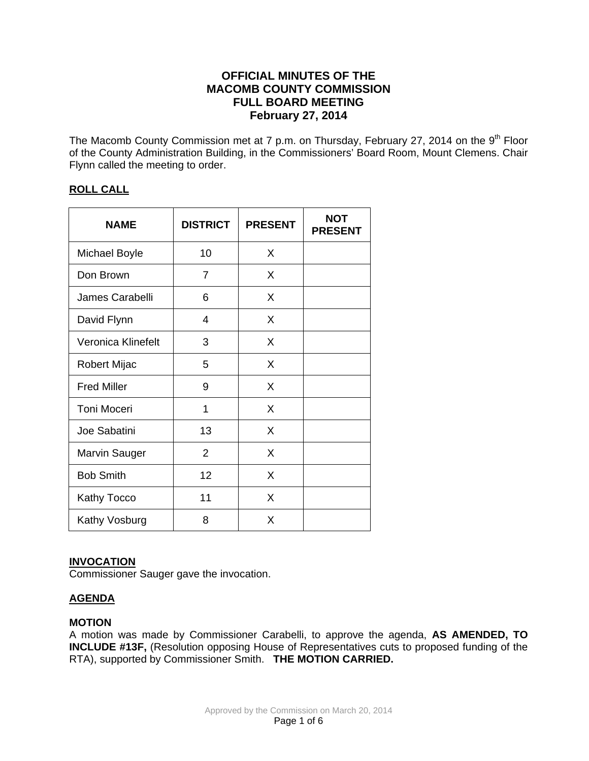# OFFICIAL MINUTES OF THE MACOMB COUNTY COMMISSION FULL BOARD MEETING February 27, 2014

The Macomb County Commission met at 7 p.m. on Thursday, February 27, 2014 on the 9th Floor of the County Administration Building, in the Commissioners' Board Room, Mount Clemens. Chair Flynn called the meeting to order.

## ROLL CALL

| NAME | DISTRICT | PRESENT | NOT PRESENT |
|---|---|---|---|
| Michael Boyle | 10 | X | |
| Don Brown | 7 | X | |
| James Carabelli | 6 | X | |
| David Flynn | 4 | X | |
| Veronica Klinefelt | 3 | X | |
| Robert Mijac | 5 | X | |
| Fred Miller | 9 | X | |
| Toni Moceri | 1 | X | |
| Joe Sabatini | 13 | X | |
| Marvin Sauger | 2 | X | |
| Bob Smith | 12 | X | |
| Kathy Tocco | 11 | X | |
| Kathy Vosburg | 8 | X | |

## INVOCATION

Commissioner Sauger gave the invocation.

## AGENDA

### MOTION

A motion was made by Commissioner Carabelli, to approve the agenda, **AS AMENDED, TO INCLUDE #13F,** (Resolution opposing House of Representatives cuts to proposed funding of the RTA), supported by Commissioner Smith. **THE MOTION CARRIED.**

Approved by the Commission on March 20, 2014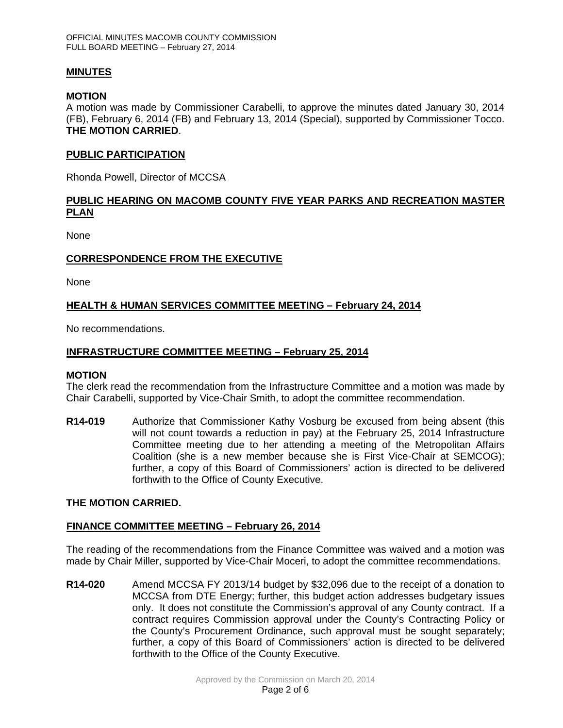## MINUTES

**MOTION**

A motion was made by Commissioner Carabelli, to approve the minutes dated January 30, 2014 (FB), February 6, 2014 (FB) and February 13, 2014 (Special), supported by Commissioner Tocco. **THE MOTION CARRIED**.

## PUBLIC PARTICIPATION

Rhonda Powell, Director of MCCSA

## PUBLIC HEARING ON MACOMB COUNTY FIVE YEAR PARKS AND RECREATION MASTER PLAN

None

## CORRESPONDENCE FROM THE EXECUTIVE

None

## HEALTH & HUMAN SERVICES COMMITTEE MEETING – February 24, 2014

No recommendations.

## INFRASTRUCTURE COMMITTEE MEETING – February 25, 2014

**MOTION**

The clerk read the recommendation from the Infrastructure Committee and a motion was made by Chair Carabelli, supported by Vice-Chair Smith, to adopt the committee recommendation.

**R14-019** Authorize that Commissioner Kathy Vosburg be excused from being absent (this will not count towards a reduction in pay) at the February 25, 2014 Infrastructure Committee meeting due to her attending a meeting of the Metropolitan Affairs Coalition (she is a new member because she is First Vice-Chair at SEMCOG); further, a copy of this Board of Commissioners' action is directed to be delivered forthwith to the Office of County Executive.

**THE MOTION CARRIED.**

## FINANCE COMMITTEE MEETING – February 26, 2014

The reading of the recommendations from the Finance Committee was waived and a motion was made by Chair Miller, supported by Vice-Chair Moceri, to adopt the committee recommendations.

**R14-020** Amend MCCSA FY 2013/14 budget by $32,096 due to the receipt of a donation to MCCSA from DTE Energy; further, this budget action addresses budgetary issues only. It does not constitute the Commission's approval of any County contract. If a contract requires Commission approval under the County's Contracting Policy or the County's Procurement Ordinance, such approval must be sought separately; further, a copy of this Board of Commissioners' action is directed to be delivered forthwith to the Office of the County Executive.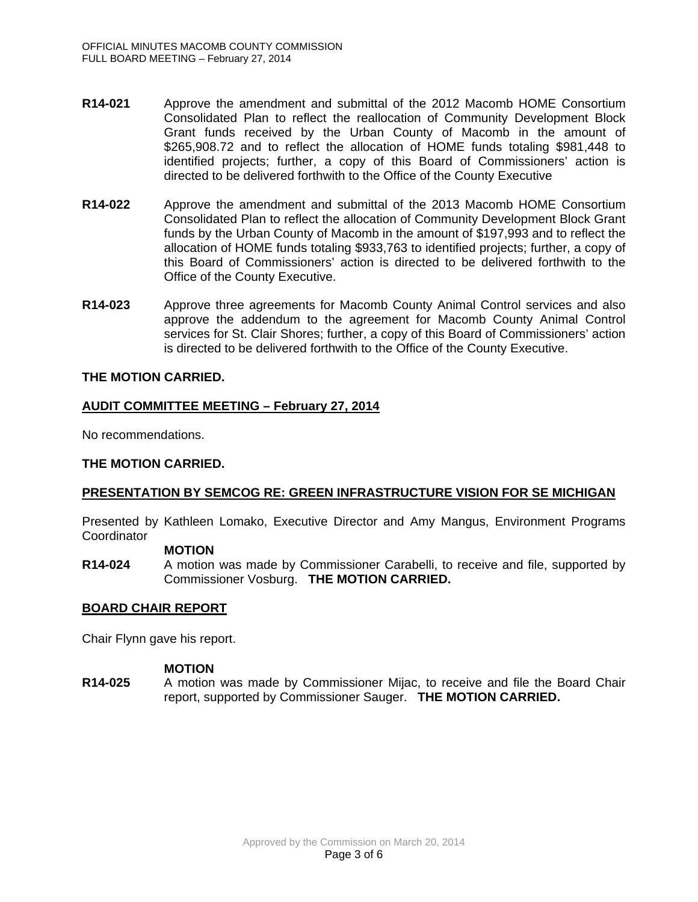**R14-021** Approve the amendment and submittal of the 2012 Macomb HOME Consortium Consolidated Plan to reflect the reallocation of Community Development Block Grant funds received by the Urban County of Macomb in the amount of $265,908.72 and to reflect the allocation of HOME funds totaling $981,448 to identified projects; further, a copy of this Board of Commissioners' action is directed to be delivered forthwith to the Office of the County Executive

**R14-022** Approve the amendment and submittal of the 2013 Macomb HOME Consortium Consolidated Plan to reflect the allocation of Community Development Block Grant funds by the Urban County of Macomb in the amount of $197,993 and to reflect the allocation of HOME funds totaling $933,763 to identified projects; further, a copy of this Board of Commissioners' action is directed to be delivered forthwith to the Office of the County Executive.

**R14-023** Approve three agreements for Macomb County Animal Control services and also approve the addendum to the agreement for Macomb County Animal Control services for St. Clair Shores; further, a copy of this Board of Commissioners' action is directed to be delivered forthwith to the Office of the County Executive.

**THE MOTION CARRIED.**

## AUDIT COMMITTEE MEETING – February 27, 2014

No recommendations.

**THE MOTION CARRIED.**

## PRESENTATION BY SEMCOG RE: GREEN INFRASTRUCTURE VISION FOR SE MICHIGAN

Presented by Kathleen Lomako, Executive Director and Amy Mangus, Environment Programs Coordinator

**MOTION**

**R14-024** A motion was made by Commissioner Carabelli, to receive and file, supported by Commissioner Vosburg. **THE MOTION CARRIED.**

## BOARD CHAIR REPORT

Chair Flynn gave his report.

**MOTION**

**R14-025** A motion was made by Commissioner Mijac, to receive and file the Board Chair report, supported by Commissioner Sauger. **THE MOTION CARRIED.**

Approved by the Commission on March 20, 2014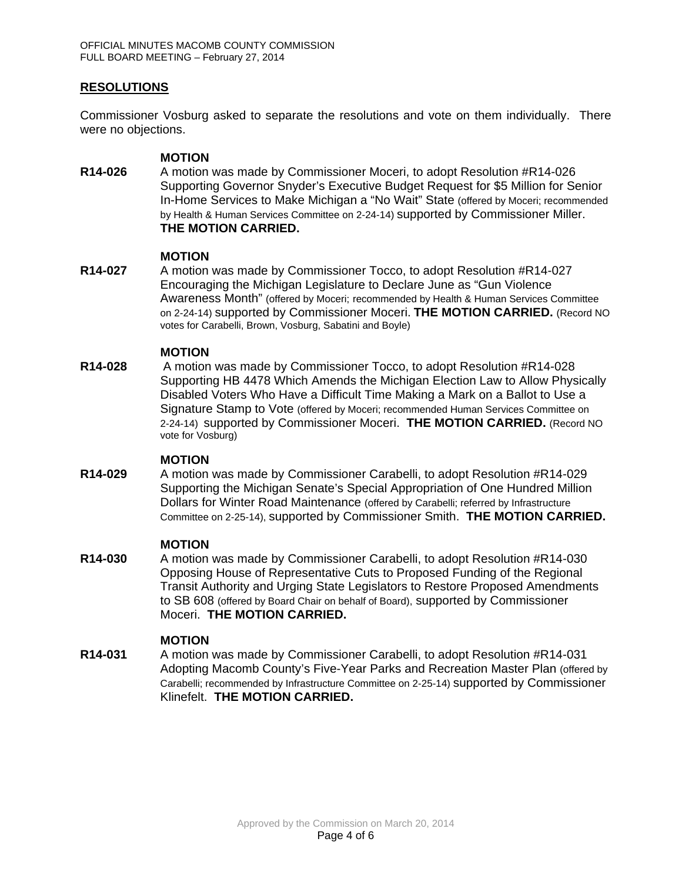## RESOLUTIONS

Commissioner Vosburg asked to separate the resolutions and vote on them individually. There were no objections.

**MOTION**

**R14-026** A motion was made by Commissioner Moceri, to adopt Resolution #R14-026 Supporting Governor Snyder's Executive Budget Request for $5 Million for Senior In-Home Services to Make Michigan a "No Wait" State (offered by Moceri; recommended by Health & Human Services Committee on 2-24-14) supported by Commissioner Miller. **THE MOTION CARRIED.**

**MOTION**

**R14-027** A motion was made by Commissioner Tocco, to adopt Resolution #R14-027 Encouraging the Michigan Legislature to Declare June as "Gun Violence Awareness Month" (offered by Moceri; recommended by Health & Human Services Committee on 2-24-14) supported by Commissioner Moceri. **THE MOTION CARRIED.** (Record NO votes for Carabelli, Brown, Vosburg, Sabatini and Boyle)

**MOTION**

**R14-028** A motion was made by Commissioner Tocco, to adopt Resolution #R14-028 Supporting HB 4478 Which Amends the Michigan Election Law to Allow Physically Disabled Voters Who Have a Difficult Time Making a Mark on a Ballot to Use a Signature Stamp to Vote (offered by Moceri; recommended Human Services Committee on 2-24-14) supported by Commissioner Moceri. **THE MOTION CARRIED.** (Record NO vote for Vosburg)

**MOTION**

**R14-029** A motion was made by Commissioner Carabelli, to adopt Resolution #R14-029 Supporting the Michigan Senate's Special Appropriation of One Hundred Million Dollars for Winter Road Maintenance (offered by Carabelli; referred by Infrastructure Committee on 2-25-14), supported by Commissioner Smith. **THE MOTION CARRIED.**

**MOTION**

**R14-030** A motion was made by Commissioner Carabelli, to adopt Resolution #R14-030 Opposing House of Representative Cuts to Proposed Funding of the Regional Transit Authority and Urging State Legislators to Restore Proposed Amendments to SB 608 (offered by Board Chair on behalf of Board), supported by Commissioner Moceri. **THE MOTION CARRIED.**

**MOTION**

**R14-031** A motion was made by Commissioner Carabelli, to adopt Resolution #R14-031 Adopting Macomb County's Five-Year Parks and Recreation Master Plan (offered by Carabelli; recommended by Infrastructure Committee on 2-25-14) supported by Commissioner Klinefelt. **THE MOTION CARRIED.**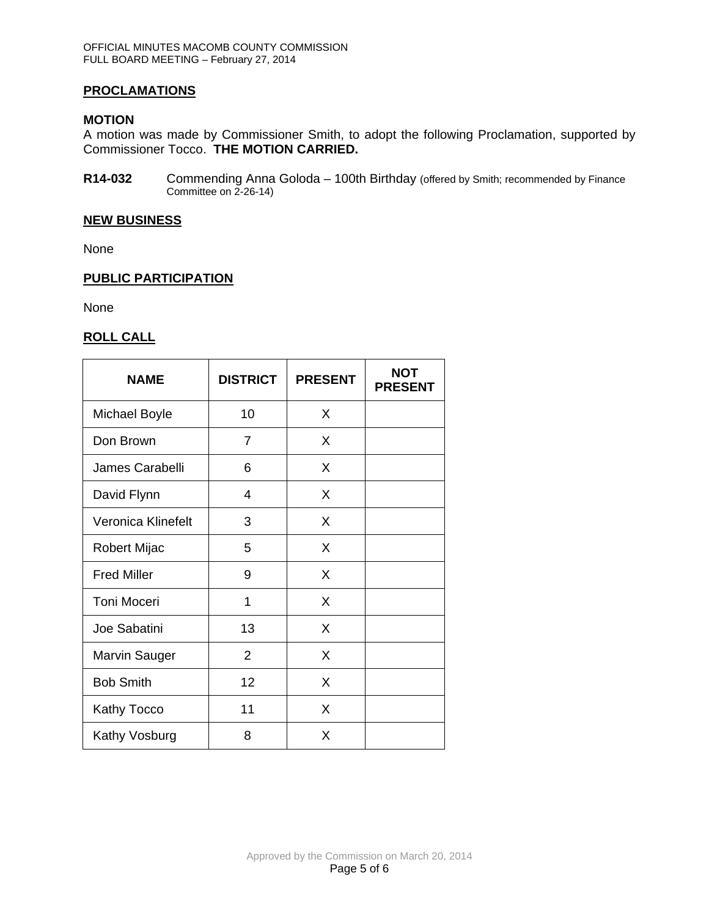## PROCLAMATIONS

**MOTION**
A motion was made by Commissioner Smith, to adopt the following Proclamation, supported by Commissioner Tocco. **THE MOTION CARRIED.**

**R14-032** Commending Anna Goloda – 100th Birthday (offered by Smith; recommended by Finance Committee on 2-26-14)

## NEW BUSINESS

None

## PUBLIC PARTICIPATION

None

## ROLL CALL

| NAME | DISTRICT | PRESENT | NOT PRESENT |
|---|---|---|---|
| Michael Boyle | 10 | X | |
| Don Brown | 7 | X | |
| James Carabelli | 6 | X | |
| David Flynn | 4 | X | |
| Veronica Klinefelt | 3 | X | |
| Robert Mijac | 5 | X | |
| Fred Miller | 9 | X | |
| Toni Moceri | 1 | X | |
| Joe Sabatini | 13 | X | |
| Marvin Sauger | 2 | X | |
| Bob Smith | 12 | X | |
| Kathy Tocco | 11 | X | |
| Kathy Vosburg | 8 | X | |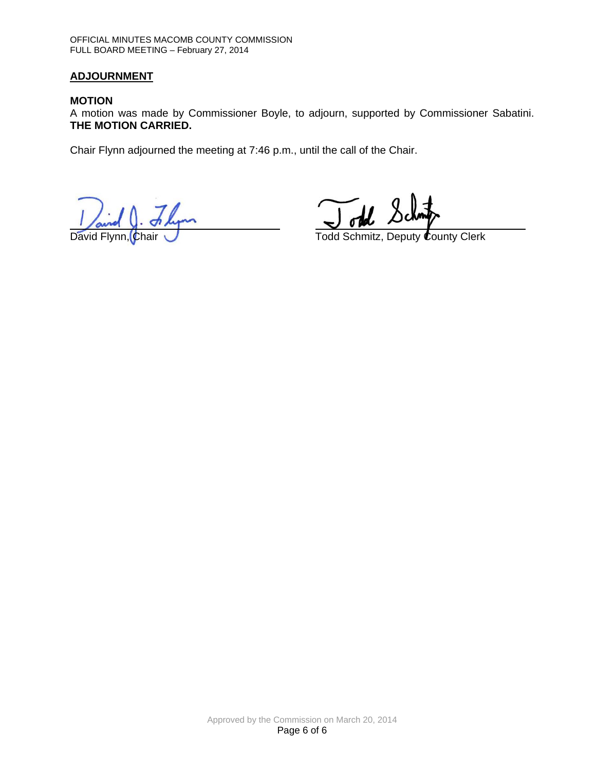## ADJOURNMENT

**MOTION**

A motion was made by Commissioner Boyle, to adjourn, supported by Commissioner Sabatini. **THE MOTION CARRIED.**

Chair Flynn adjourned the meeting at 7:46 p.m., until the call of the Chair.

David Flynn, Chair

Todd Schmitz, Deputy County Clerk

Approved by the Commission on March 20, 2014